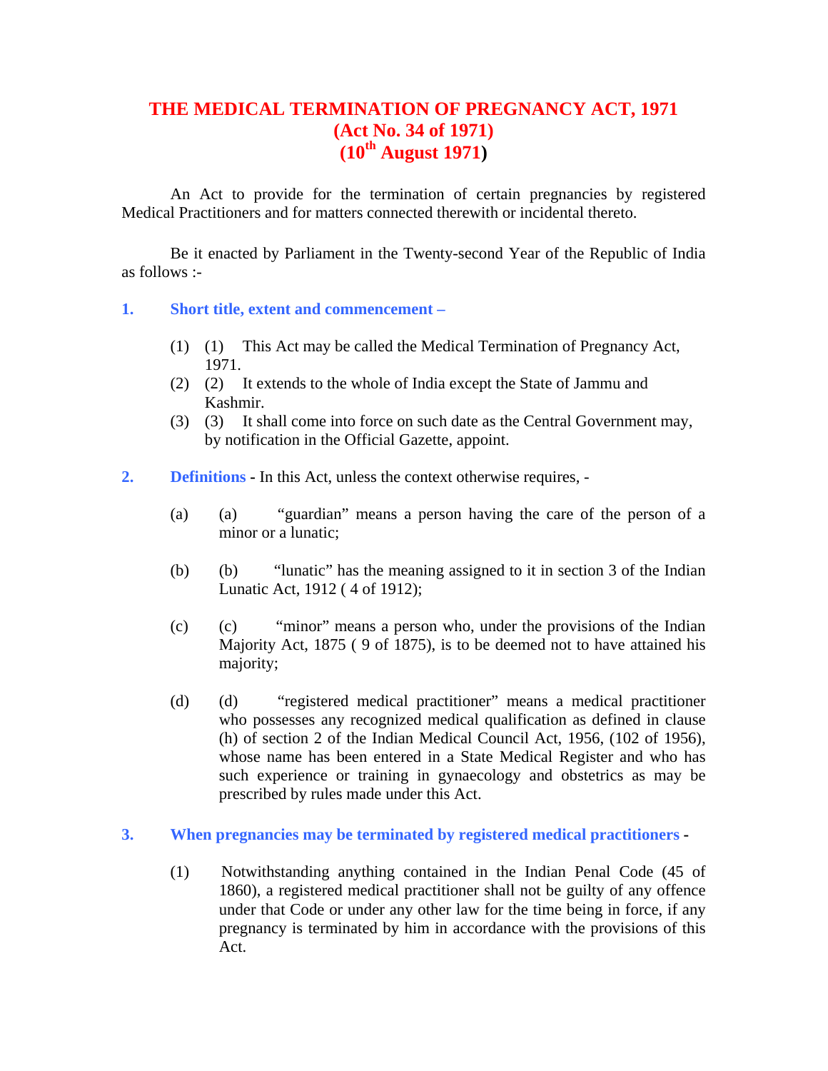# THE MEDICAL TERMINATION OF PREGNANCY ACT, 1971
## (Act No. 34 of 1971)
## (10th August 1971)

An Act to provide for the termination of certain pregnancies by registered Medical Practitioners and for matters connected therewith or incidental thereto.

Be it enacted by Parliament in the Twenty-second Year of the Republic of India as follows :-

### 1. Short title, extent and commencement –

(1) (1) This Act may be called the Medical Termination of Pregnancy Act, 1971.

(2) (2) It extends to the whole of India except the State of Jammu and Kashmir.

(3) (3) It shall come into force on such date as the Central Government may, by notification in the Official Gazette, appoint.

### 2. Definitions - In this Act, unless the context otherwise requires, -

(a) (a) "guardian" means a person having the care of the person of a minor or a lunatic;

(b) (b) "lunatic" has the meaning assigned to it in section 3 of the Indian Lunatic Act, 1912 ( 4 of 1912);

(c) (c) "minor" means a person who, under the provisions of the Indian Majority Act, 1875 ( 9 of 1875), is to be deemed not to have attained his majority;

(d) (d) "registered medical practitioner" means a medical practitioner who possesses any recognized medical qualification as defined in clause (h) of section 2 of the Indian Medical Council Act, 1956, (102 of 1956), whose name has been entered in a State Medical Register and who has such experience or training in gynaecology and obstetrics as may be prescribed by rules made under this Act.

### 3. When pregnancies may be terminated by registered medical practitioners -

(1) Notwithstanding anything contained in the Indian Penal Code (45 of 1860), a registered medical practitioner shall not be guilty of any offence under that Code or under any other law for the time being in force, if any pregnancy is terminated by him in accordance with the provisions of this Act.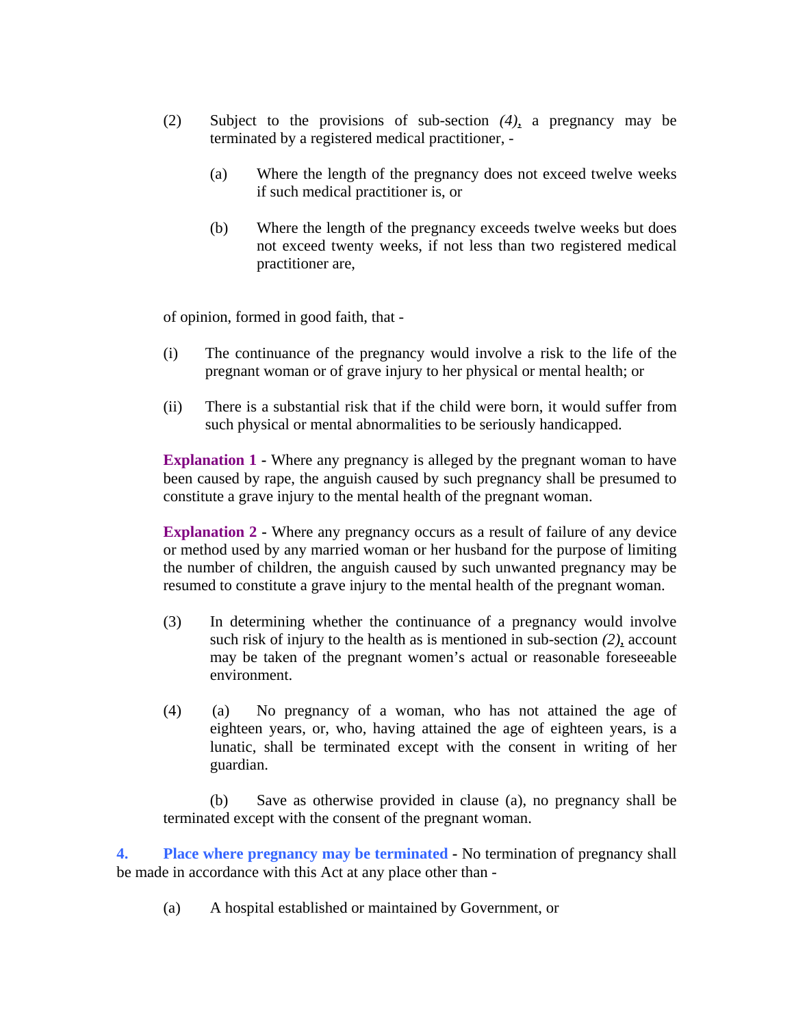(2) Subject to the provisions of sub-section *(4)*, a pregnancy may be terminated by a registered medical practitioner, -

(a) Where the length of the pregnancy does not exceed twelve weeks if such medical practitioner is, or

(b) Where the length of the pregnancy exceeds twelve weeks but does not exceed twenty weeks, if not less than two registered medical practitioner are,

of opinion, formed in good faith, that -

(i) The continuance of the pregnancy would involve a risk to the life of the pregnant woman or of grave injury to her physical or mental health; or

(ii) There is a substantial risk that if the child were born, it would suffer from such physical or mental abnormalities to be seriously handicapped.

**Explanation 1 -** Where any pregnancy is alleged by the pregnant woman to have been caused by rape, the anguish caused by such pregnancy shall be presumed to constitute a grave injury to the mental health of the pregnant woman.

**Explanation 2 -** Where any pregnancy occurs as a result of failure of any device or method used by any married woman or her husband for the purpose of limiting the number of children, the anguish caused by such unwanted pregnancy may be resumed to constitute a grave injury to the mental health of the pregnant woman.

(3) In determining whether the continuance of a pregnancy would involve such risk of injury to the health as is mentioned in sub-section *(2)*, account may be taken of the pregnant women's actual or reasonable foreseeable environment.

(4) (a) No pregnancy of a woman, who has not attained the age of eighteen years, or, who, having attained the age of eighteen years, is a lunatic, shall be terminated except with the consent in writing of her guardian.

(b) Save as otherwise provided in clause (a), no pregnancy shall be terminated except with the consent of the pregnant woman.

**4. Place where pregnancy may be terminated -** No termination of pregnancy shall be made in accordance with this Act at any place other than -

(a) A hospital established or maintained by Government, or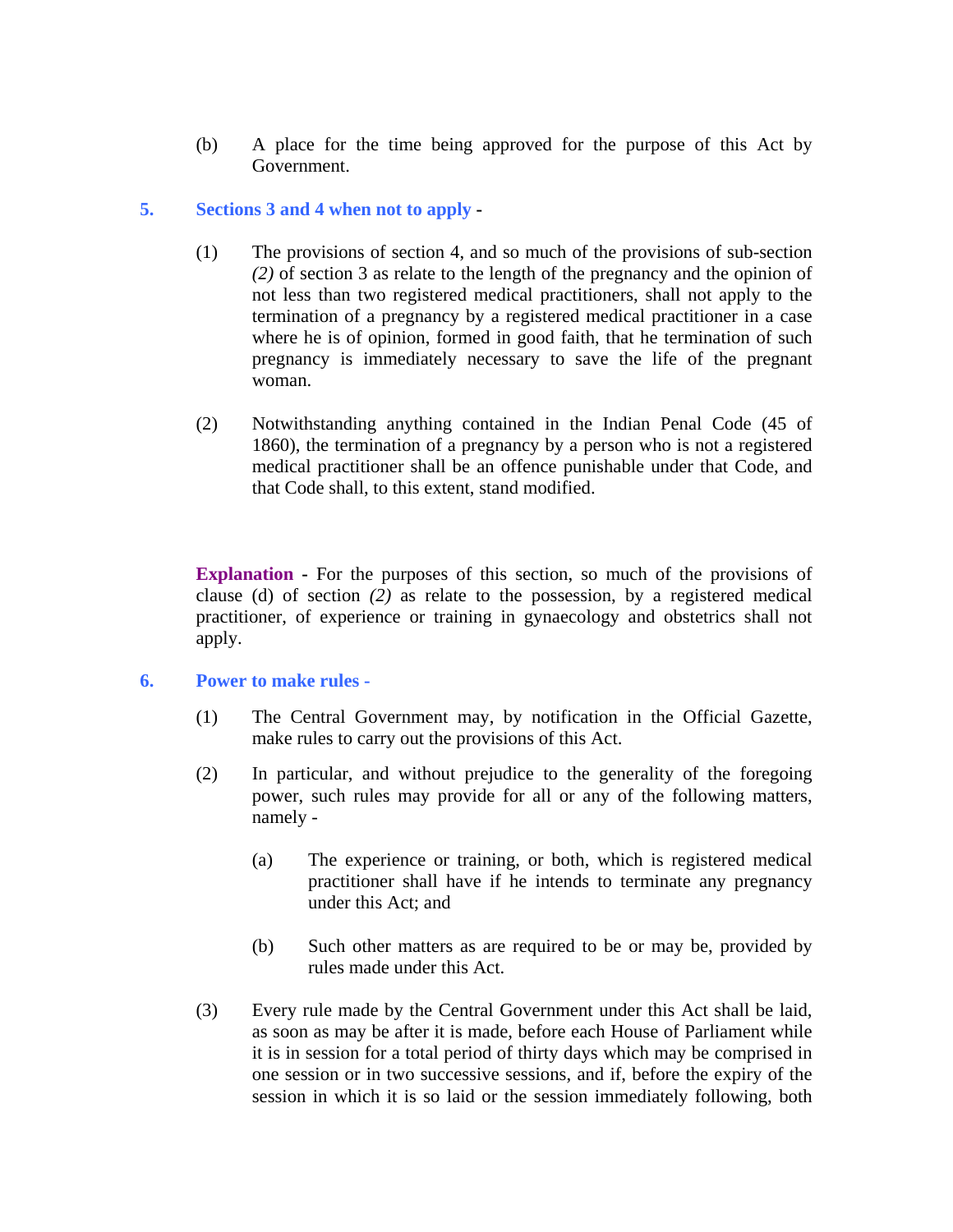(b) A place for the time being approved for the purpose of this Act by Government.

## 5. Sections 3 and 4 when not to apply -

(1) The provisions of section 4, and so much of the provisions of sub-section *(2)* of section 3 as relate to the length of the pregnancy and the opinion of not less than two registered medical practitioners, shall not apply to the termination of a pregnancy by a registered medical practitioner in a case where he is of opinion, formed in good faith, that he termination of such pregnancy is immediately necessary to save the life of the pregnant woman.

(2) Notwithstanding anything contained in the Indian Penal Code (45 of 1860), the termination of a pregnancy by a person who is not a registered medical practitioner shall be an offence punishable under that Code, and that Code shall, to this extent, stand modified.

**Explanation** - For the purposes of this section, so much of the provisions of clause (d) of section *(2)* as relate to the possession, by a registered medical practitioner, of experience or training in gynaecology and obstetrics shall not apply.

## 6. Power to make rules -

(1) The Central Government may, by notification in the Official Gazette, make rules to carry out the provisions of this Act.

(2) In particular, and without prejudice to the generality of the foregoing power, such rules may provide for all or any of the following matters, namely -

(a) The experience or training, or both, which is registered medical practitioner shall have if he intends to terminate any pregnancy under this Act; and

(b) Such other matters as are required to be or may be, provided by rules made under this Act.

(3) Every rule made by the Central Government under this Act shall be laid, as soon as may be after it is made, before each House of Parliament while it is in session for a total period of thirty days which may be comprised in one session or in two successive sessions, and if, before the expiry of the session in which it is so laid or the session immediately following, both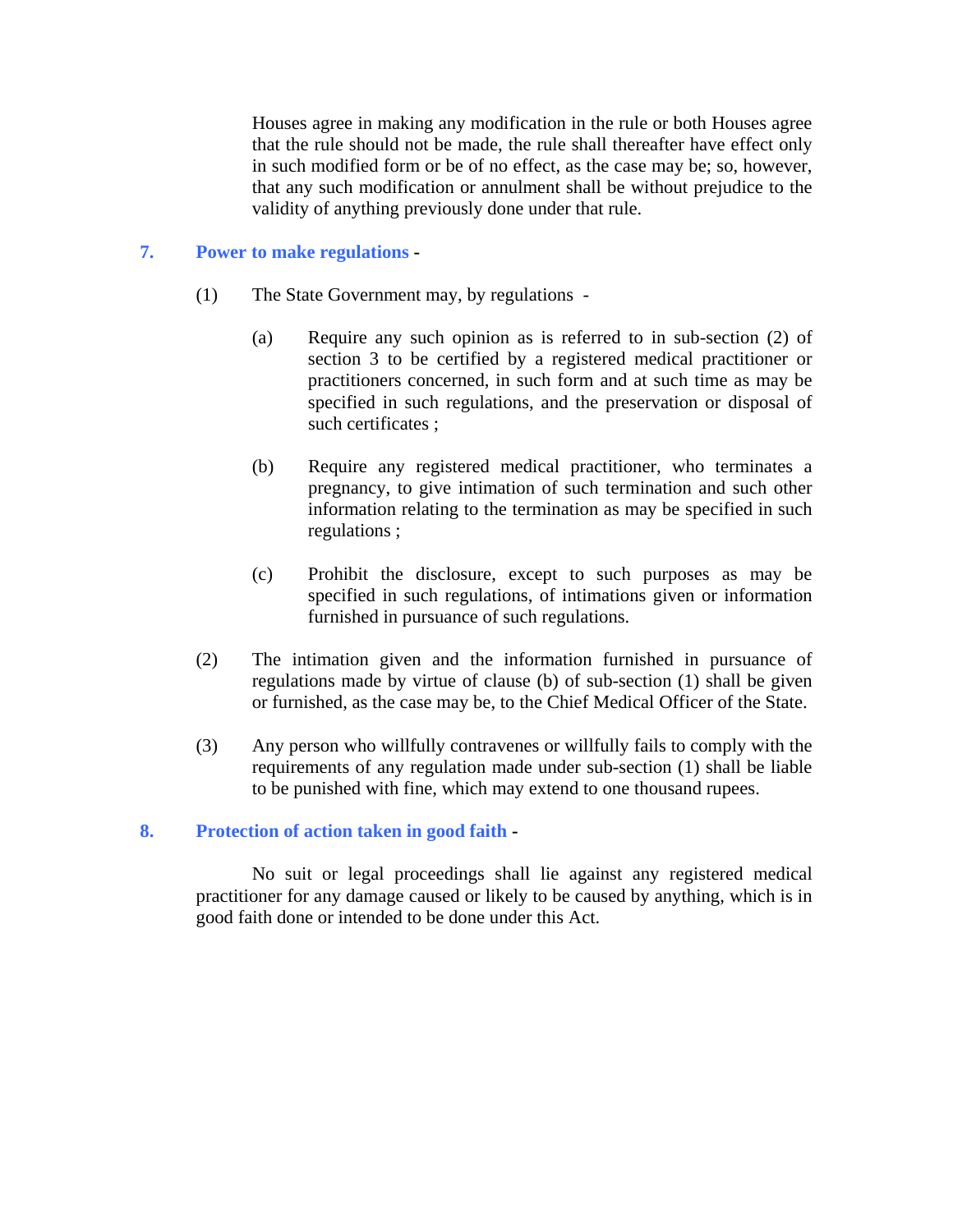Houses agree in making any modification in the rule or both Houses agree that the rule should not be made, the rule shall thereafter have effect only in such modified form or be of no effect, as the case may be; so, however, that any such modification or annulment shall be without prejudice to the validity of anything previously done under that rule.

### 7. Power to make regulations -

(1) The State Government may, by regulations -

(a) Require any such opinion as is referred to in sub-section (2) of section 3 to be certified by a registered medical practitioner or practitioners concerned, in such form and at such time as may be specified in such regulations, and the preservation or disposal of such certificates ;

(b) Require any registered medical practitioner, who terminates a pregnancy, to give intimation of such termination and such other information relating to the termination as may be specified in such regulations ;

(c) Prohibit the disclosure, except to such purposes as may be specified in such regulations, of intimations given or information furnished in pursuance of such regulations.

(2) The intimation given and the information furnished in pursuance of regulations made by virtue of clause (b) of sub-section (1) shall be given or furnished, as the case may be, to the Chief Medical Officer of the State.

(3) Any person who willfully contravenes or willfully fails to comply with the requirements of any regulation made under sub-section (1) shall be liable to be punished with fine, which may extend to one thousand rupees.

### 8. Protection of action taken in good faith -

No suit or legal proceedings shall lie against any registered medical practitioner for any damage caused or likely to be caused by anything, which is in good faith done or intended to be done under this Act.